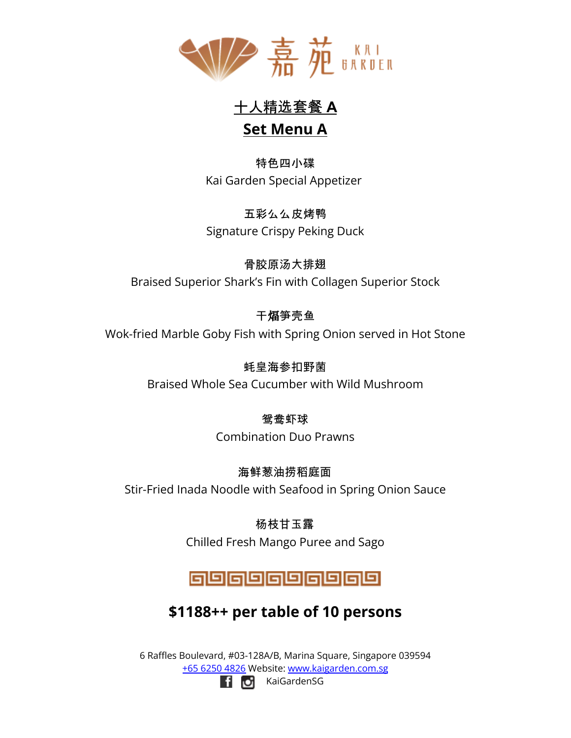嘉苑 KAI GARDEN

# 十人精选套餐 A
# Set Menu A

特色四小碟
Kai Garden Special Appetizer

五彩么么皮烤鸭
Signature Crispy Peking Duck

骨胶原汤大排翅
Braised Superior Shark's Fin with Collagen Superior Stock

干煏笋壳鱼
Wok-fried Marble Goby Fish with Spring Onion served in Hot Stone

蚝皇海参扣野菌
Braised Whole Sea Cucumber with Wild Mushroom

鸳鸯虾球
Combination Duo Prawns

海鲜葱油捞稻庭面
Stir-Fried Inada Noodle with Seafood in Spring Onion Sauce

杨枝甘玉露
Chilled Fresh Mango Puree and Sago

## $1188++ per table of 10 persons

6 Raffles Boulevard, #03-128A/B, Marina Square, Singapore 039594
+65 6250 4826 Website: www.kaigarden.com.sg
KaiGardenSG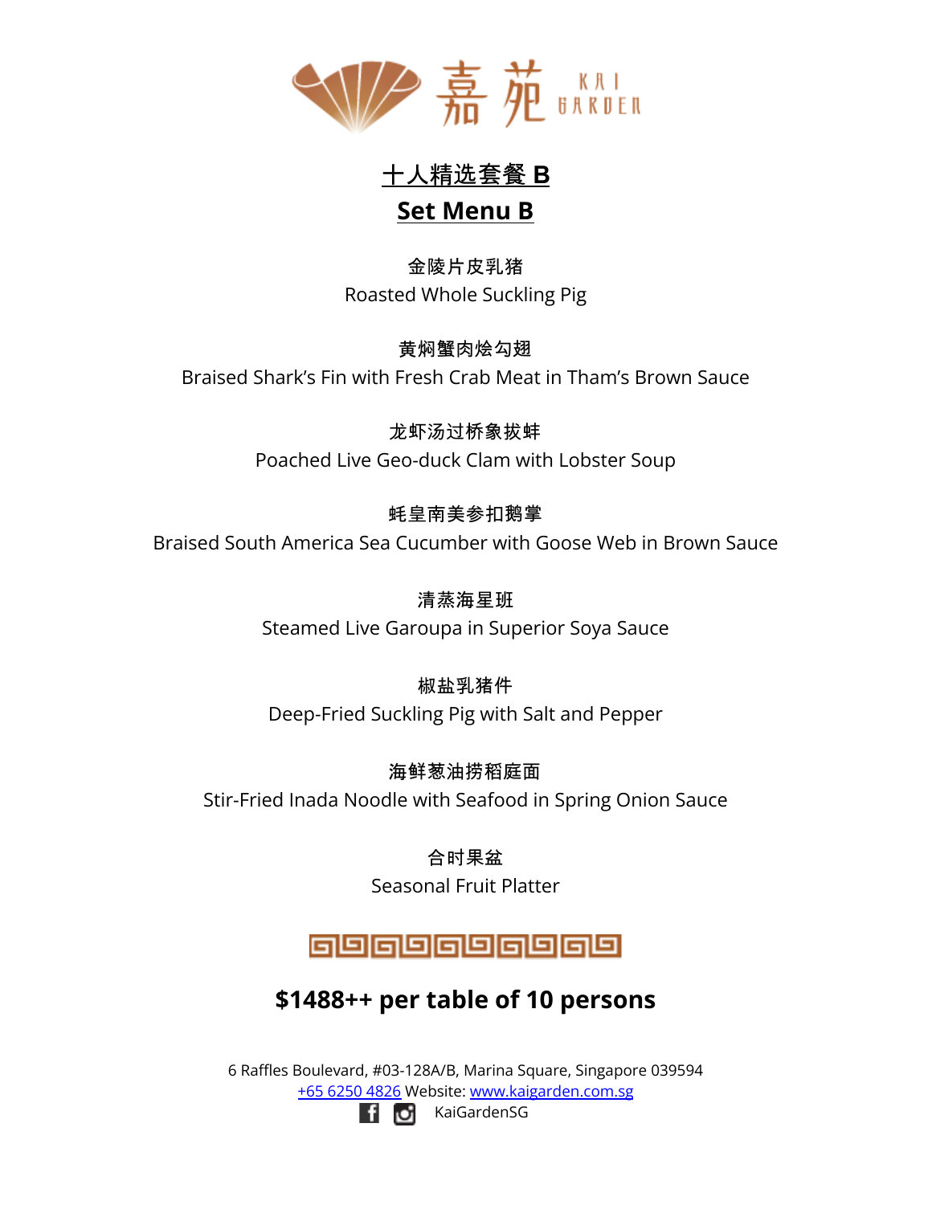# 嘉苑 KAI GARDEN

## 十人精选套餐 B

## Set Menu B

金陵片皮乳猪
Roasted Whole Suckling Pig

黄焖蟹肉烩勾翅
Braised Shark's Fin with Fresh Crab Meat in Tham's Brown Sauce

龙虾汤过桥象拔蚌
Poached Live Geo-duck Clam with Lobster Soup

蚝皇南美参扣鹅掌
Braised South America Sea Cucumber with Goose Web in Brown Sauce

清蒸海星班
Steamed Live Garoupa in Superior Soya Sauce

椒盐乳猪件
Deep-Fried Suckling Pig with Salt and Pepper

海鲜葱油捞稻庭面
Stir-Fried Inada Noodle with Seafood in Spring Onion Sauce

合时果盆
Seasonal Fruit Platter

**$1488++ per table of 10 persons**

6 Raffles Boulevard, #03-128A/B, Marina Square, Singapore 039594
+65 6250 4826 Website: www.kaigarden.com.sg
KaiGardenSG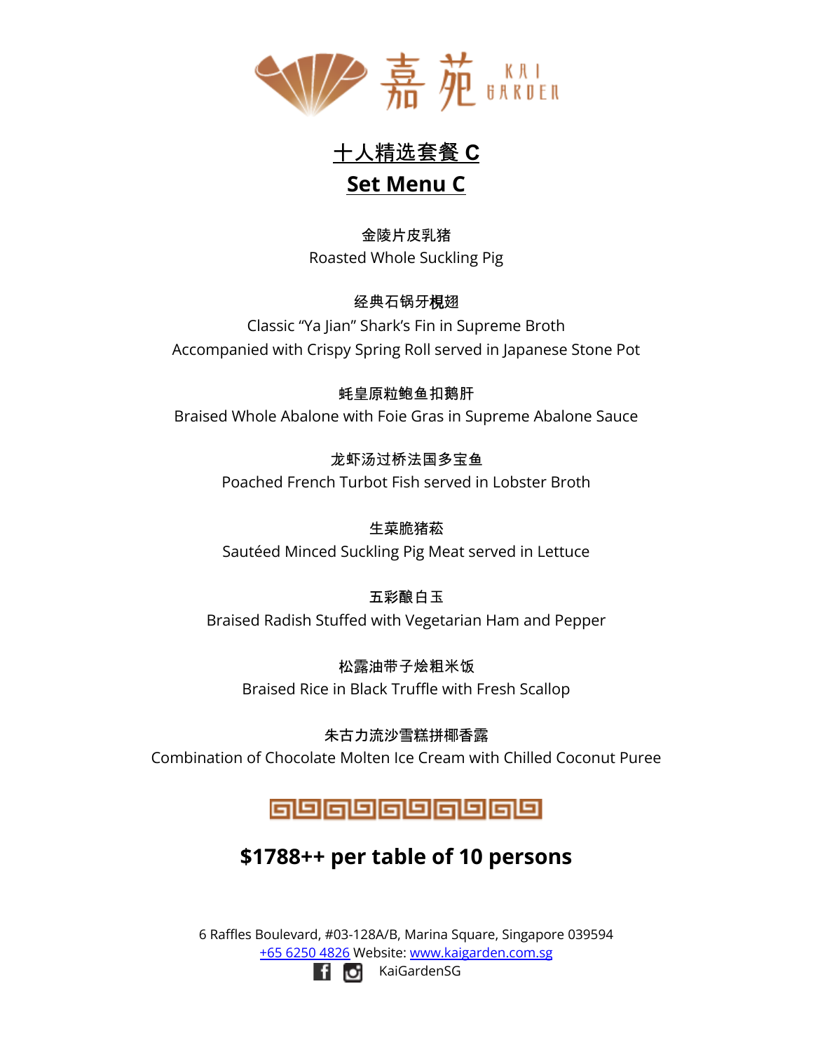嘉苑 KAI GARDEN

# 十人精选套餐 C
# Set Menu C

金陵片皮乳猪
Roasted Whole Suckling Pig

经典石锅牙梘翅
Classic "Ya Jian" Shark's Fin in Supreme Broth
Accompanied with Crispy Spring Roll served in Japanese Stone Pot

蚝皇原粒鲍鱼扣鹅肝
Braised Whole Abalone with Foie Gras in Supreme Abalone Sauce

龙虾汤过桥法国多宝鱼
Poached French Turbot Fish served in Lobster Broth

生菜脆猪菘
Sautéed Minced Suckling Pig Meat served in Lettuce

五彩酿白玉
Braised Radish Stuffed with Vegetarian Ham and Pepper

松露油带子烩粗米饭
Braised Rice in Black Truffle with Fresh Scallop

朱古力流沙雪糕拼椰香露
Combination of Chocolate Molten Ice Cream with Chilled Coconut Puree

## $1788++ per table of 10 persons

6 Raffles Boulevard, #03-128A/B, Marina Square, Singapore 039594
+65 6250 4826 Website: www.kaigarden.com.sg
KaiGardenSG